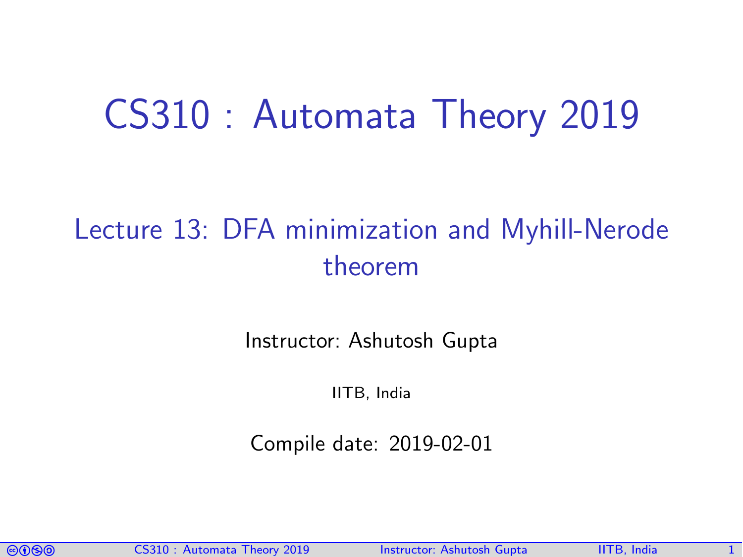# CS310 : Automata Theory 2019

## Lecture 13: DFA minimization and Myhill-Nerode theorem

Instructor: Ashutosh Gupta

IITB, India

Compile date: 2019-02-01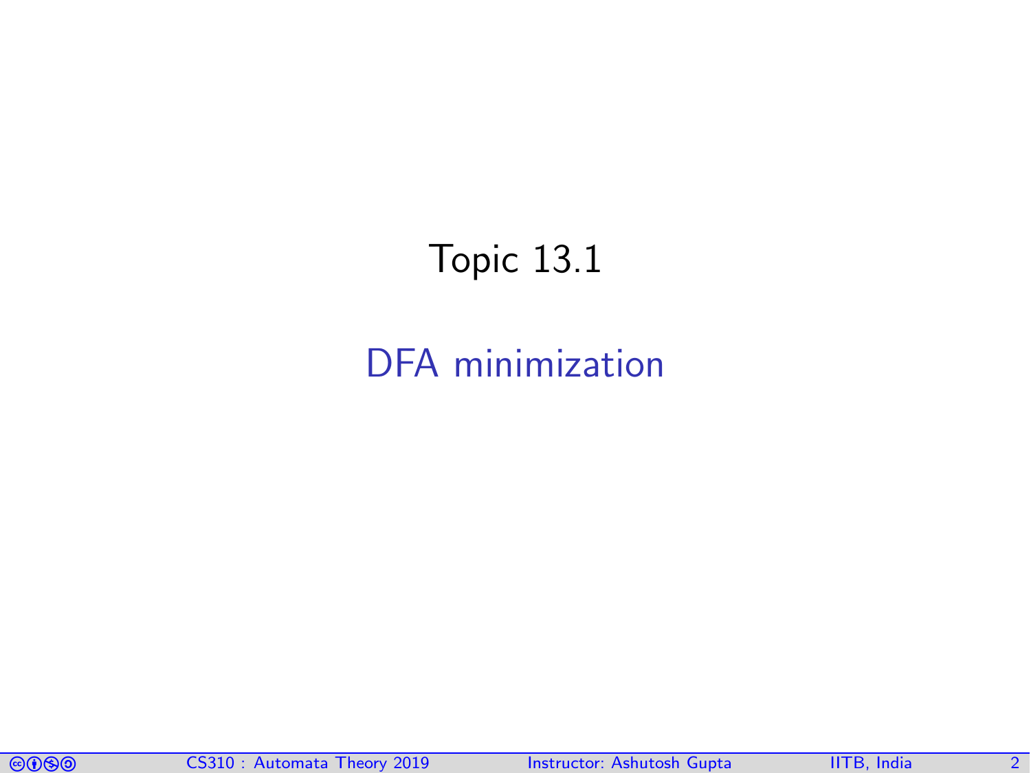# Topic 13.1

## DFA minimization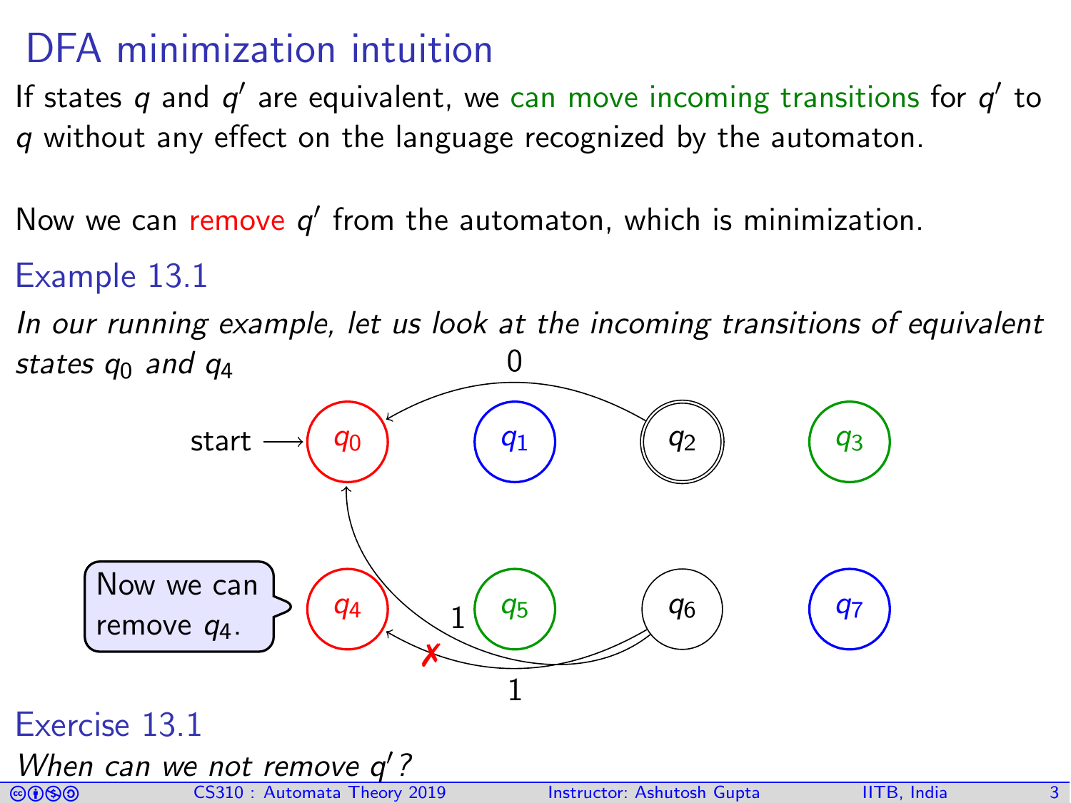# DFA minimization intuition

If states $q$ and $q'$ are equivalent, we can move incoming transitions for $q'$ to $q$ without any effect on the language recognized by the automaton.

Now we can remove $q'$ from the automaton, which is minimization.

### Example 13.1

*In our running example, let us look at the incoming transitions of equivalent states $q_0$ and $q_4$*

start → $q_0$ $q_1$ $q_2$ $q_3$

$q_4$ $q_5$ $q_6$ $q_7$

0, 1, 1

Now we can remove $q_4$.

### Exercise 13.1

*When can we not remove $q'$?*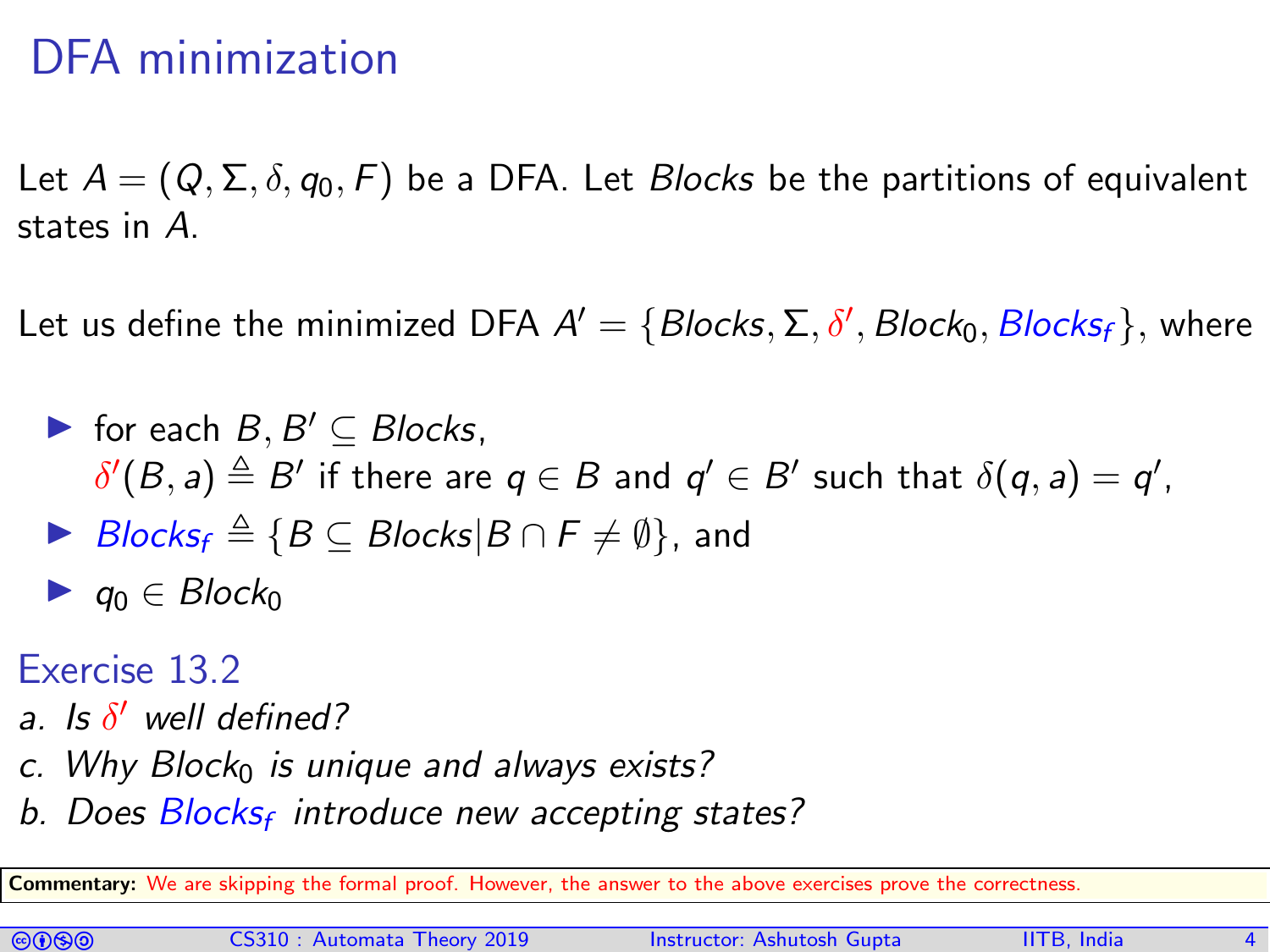# DFA minimization

Let $A = (Q, \Sigma, \delta, q_0, F)$ be a DFA. Let *Blocks* be the partitions of equivalent states in $A$.

Let us define the minimized DFA $A' = \{Blocks, \Sigma, \delta', Block_0, Blocks_f\}$, where

- for each $B, B' \subseteq Blocks$, $\delta'(B, a) \triangleq B'$ if there are $q \in B$ and $q' \in B'$ such that $\delta(q, a) = q'$,
- $Blocks_f \triangleq \{B \subseteq Blocks | B \cap F \neq \emptyset\}$, and
- $q_0 \in Block_0$

### Exercise 13.2

a. *Is $\delta'$ well defined?*

c. *Why $Block_0$ is unique and always exists?*

b. *Does $Blocks_f$ introduce new accepting states?*

**Commentary:** We are skipping the formal proof. However, the answer to the above exercises prove the correctness.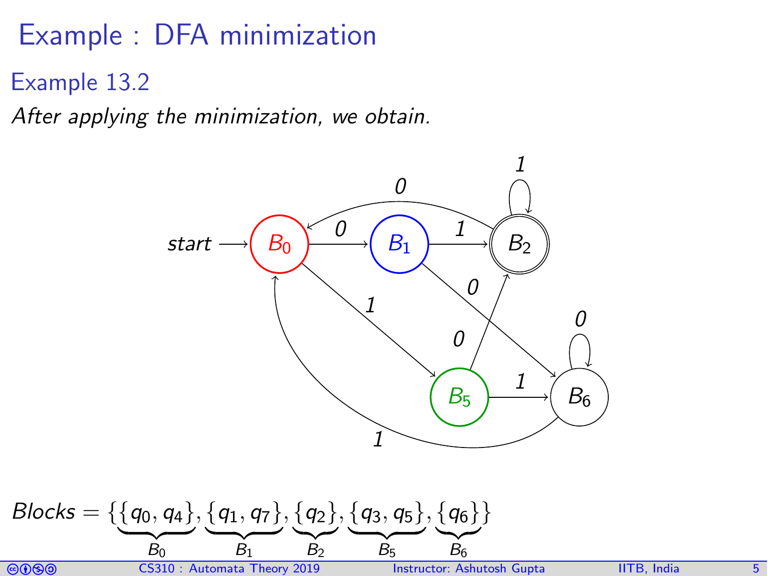# Example : DFA minimization

## Example 13.2

*After applying the minimization, we obtain.*

$$Blocks = \{\underbrace{\{q_0, q_4\}}_{B_0}, \underbrace{\{q_1, q_7\}}_{B_1}, \underbrace{\{q_2\}}_{B_2}, \underbrace{\{q_3, q_5\}}_{B_5}, \underbrace{\{q_6\}}_{B_6}\}$$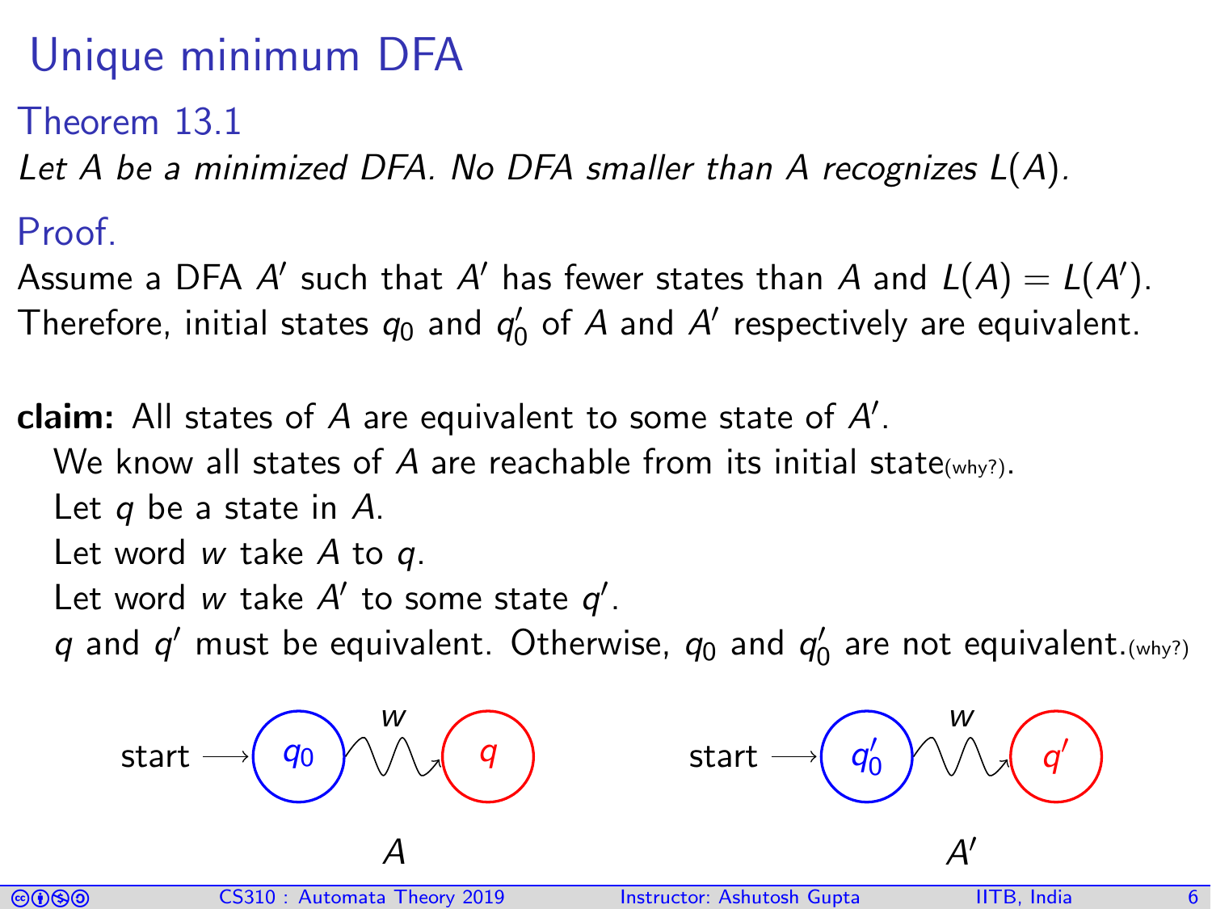# Unique minimum DFA

## Theorem 13.1

*Let $A$ be a minimized DFA. No DFA smaller than $A$ recognizes $L(A)$.*

## Proof.

Assume a DFA $A'$ such that $A'$ has fewer states than $A$ and $L(A) = L(A')$.
Therefore, initial states $q_0$ and $q'_0$ of $A$ and $A'$ respectively are equivalent.

**claim:** All states of $A$ are equivalent to some state of $A'$.

We know all states of $A$ are reachable from its initial state(why?).
Let $q$ be a state in $A$.
Let word $w$ take $A$ to $q$.
Let word $w$ take $A'$ to some state $q'$.
$q$ and $q'$ must be equivalent. Otherwise, $q_0$ and $q'_0$ are not equivalent.(why?)

start $\longrightarrow$ $q_0$ $\overset{w}{\rightsquigarrow}$ $q$

$A$

start $\longrightarrow$ $q'_0$ $\overset{w}{\rightsquigarrow}$ $q'$

$A'$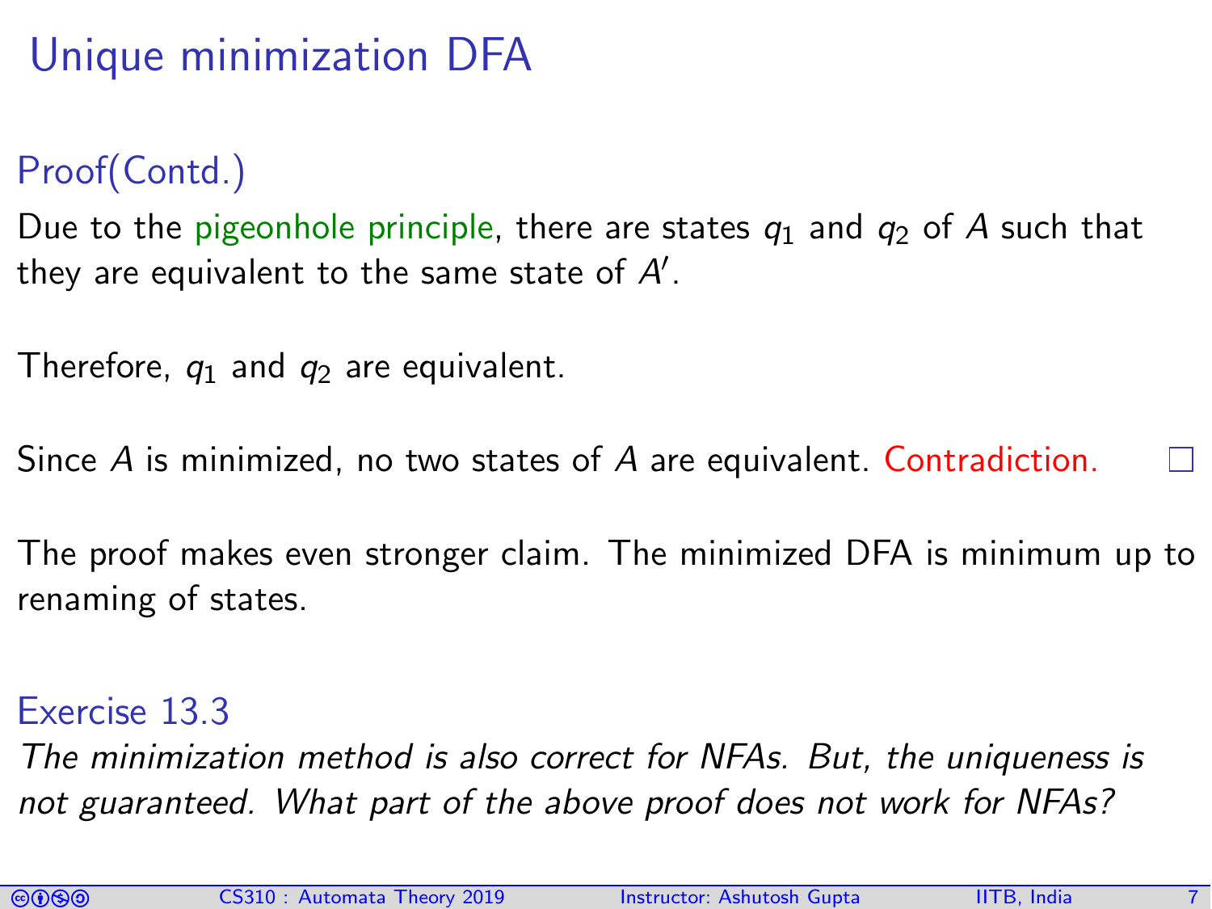# Unique minimization DFA

## Proof(Contd.)

Due to the pigeonhole principle, there are states $q_1$ and $q_2$ of $A$ such that they are equivalent to the same state of $A'$.

Therefore, $q_1$ and $q_2$ are equivalent.

Since $A$ is minimized, no two states of $A$ are equivalent. Contradiction. □

The proof makes even stronger claim. The minimized DFA is minimum up to renaming of states.

### Exercise 13.3

*The minimization method is also correct for NFAs. But, the uniqueness is not guaranteed. What part of the above proof does not work for NFAs?*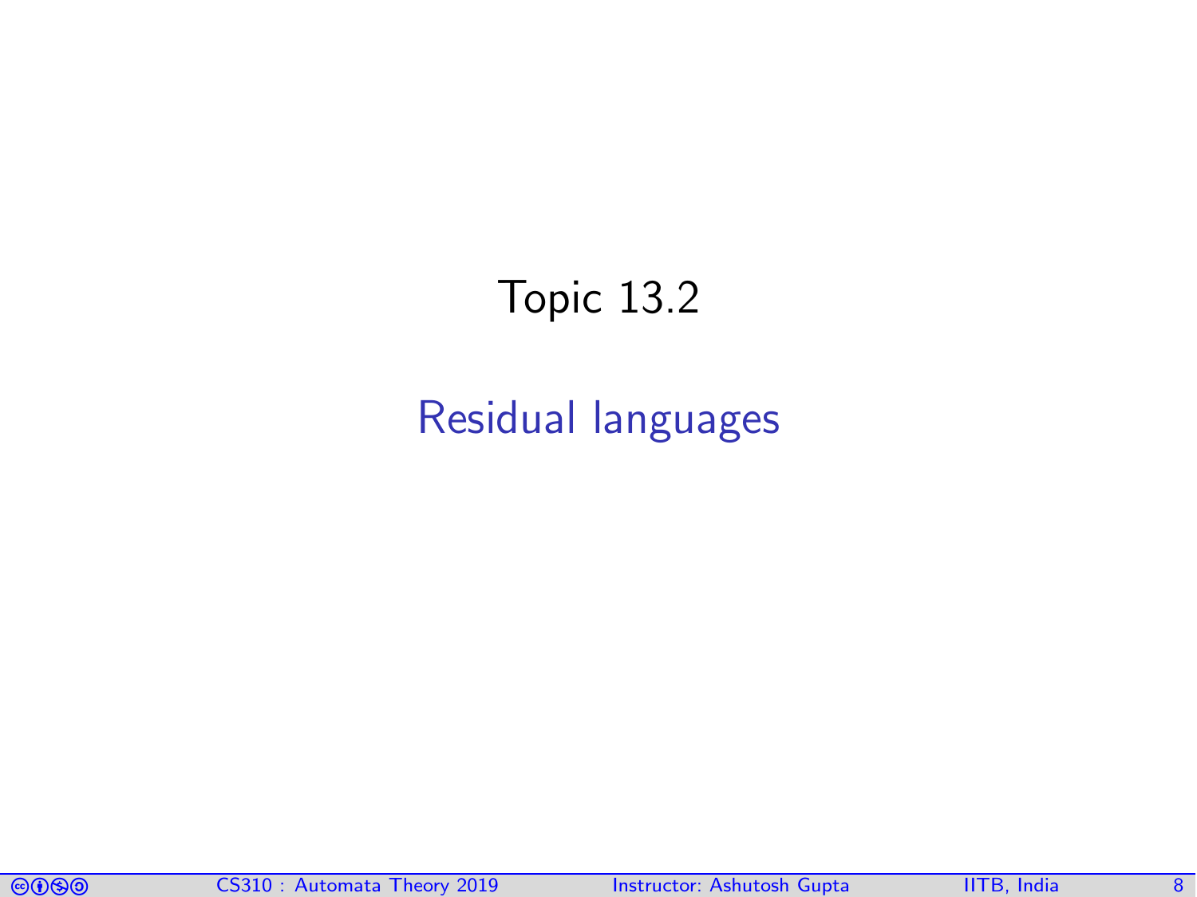# Topic 13.2

## Residual languages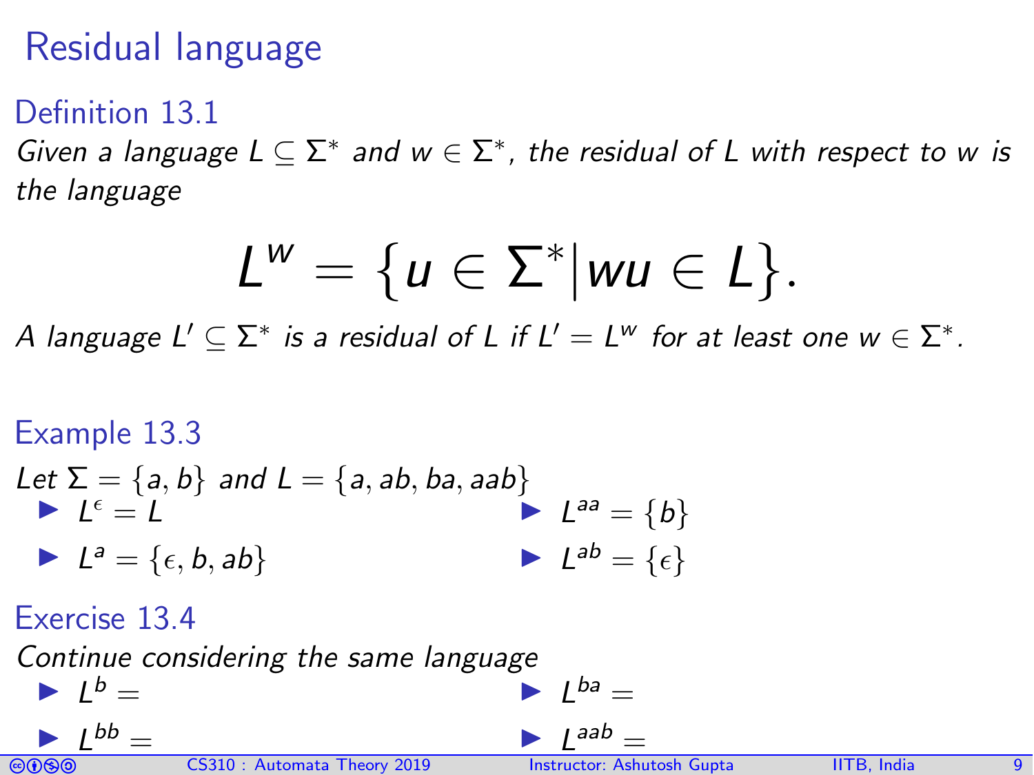# Residual language

### Definition 13.1

*Given a language $L \subseteq \Sigma^*$ and $w \in \Sigma^*$, the residual of $L$ with respect to $w$ is the language*

$$L^w = \{u \in \Sigma^* | wu \in L\}.$$

*A language $L' \subseteq \Sigma^*$ is a residual of $L$ if $L' = L^w$ for at least one $w \in \Sigma^*$.*

### Example 13.3

*Let $\Sigma = \{a, b\}$ and $L = \{a, ab, ba, aab\}$*

- $L^\epsilon = L$
- $L^a = \{\epsilon, b, ab\}$
- $L^{aa} = \{b\}$
- $L^{ab} = \{\epsilon\}$

### Exercise 13.4

*Continue considering the same language*

- $L^b =$
- $L^{bb} =$
- $L^{ba} =$
- $L^{aab} =$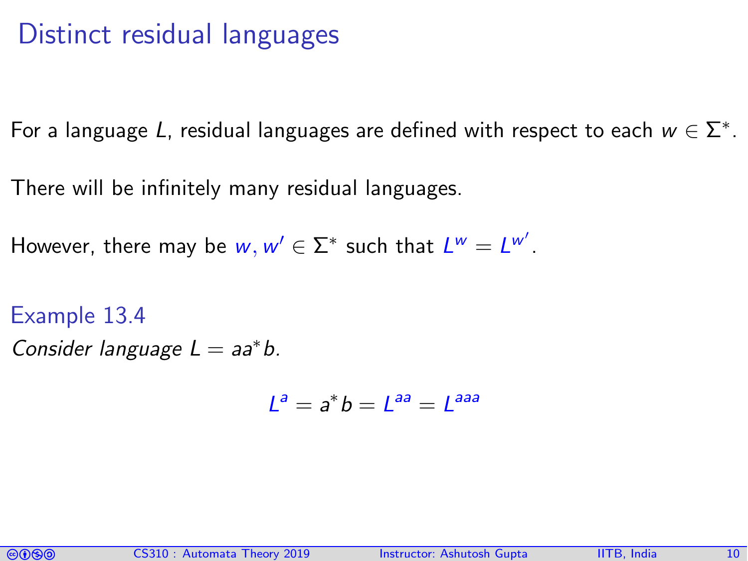# Distinct residual languages

For a language $L$, residual languages are defined with respect to each $w \in \Sigma^*$.

There will be infinitely many residual languages.

However, there may be $w, w' \in \Sigma^*$ such that $L^w = L^{w'}$.

**Example 13.4**

*Consider language $L = aa^*b$.*

$$L^a = a^*b = L^{aa} = L^{aaa}$$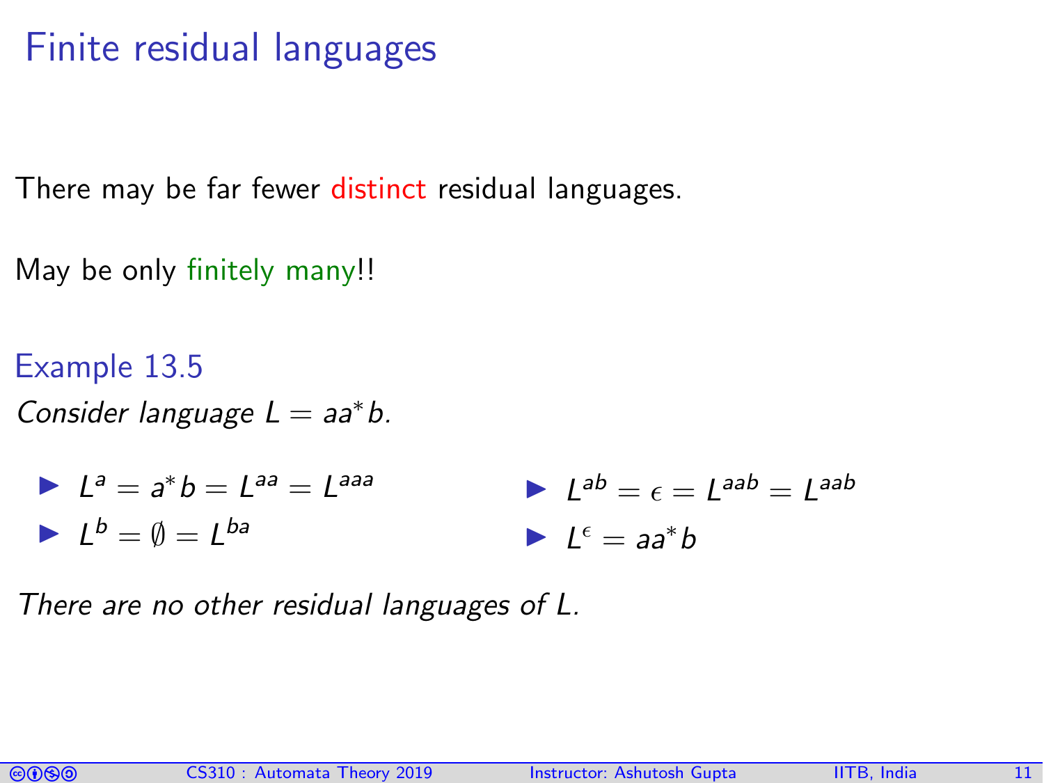# Finite residual languages

There may be far fewer distinct residual languages.

May be only finitely many!!

### Example 13.5

*Consider language $L = aa^*b$.*

- $L^a = a^*b = L^{aa} = L^{aaa}$
- $L^b = \emptyset = L^{ba}$
- $L^{ab} = \epsilon = L^{aab} = L^{aab}$
- $L^{\epsilon} = aa^*b$

*There are no other residual languages of L.*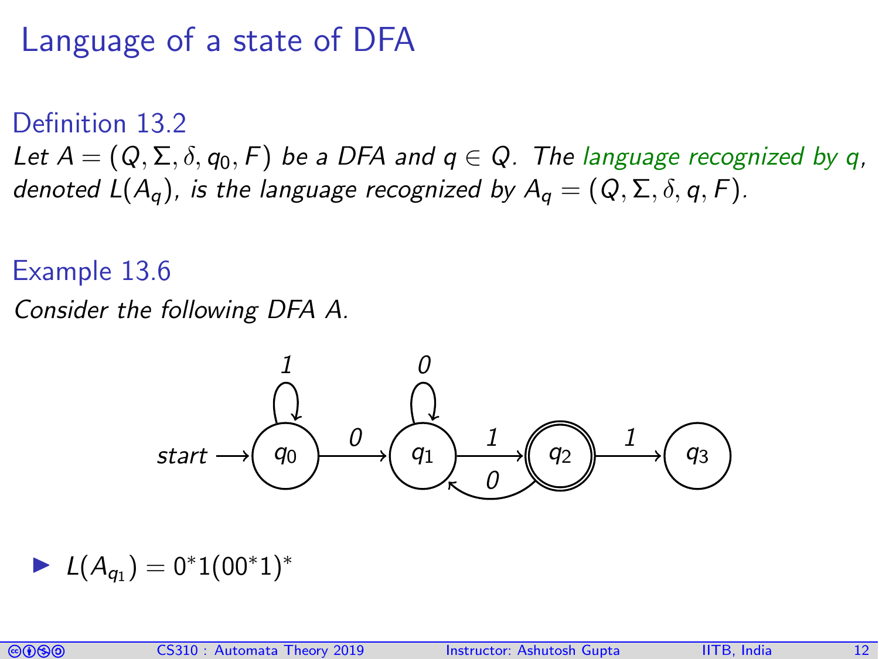# Language of a state of DFA

**Definition 13.2**

*Let $A = (Q, \Sigma, \delta, q_0, F)$ be a DFA and $q \in Q$. The language recognized by $q$, denoted $L(A_q)$, is the language recognized by $A_q = (Q, \Sigma, \delta, q, F)$.*

**Example 13.6**

*Consider the following DFA A.*

- $L(A_{q_1}) = 0^*1(00^*1)^*$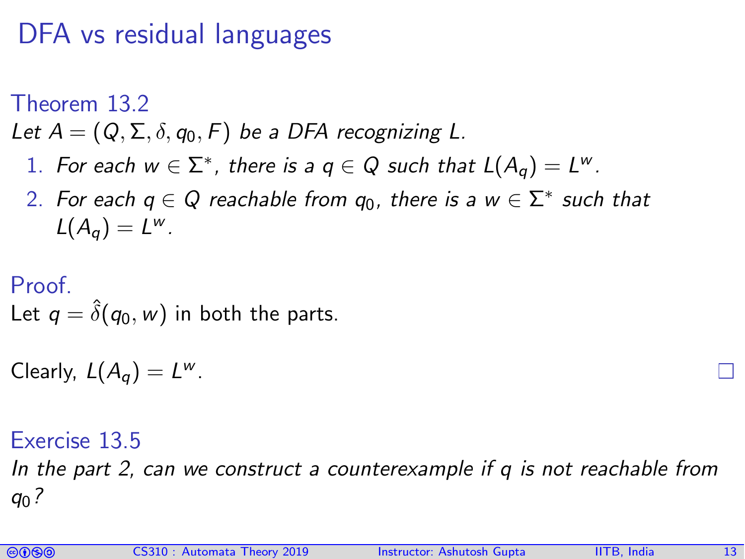# DFA vs residual languages

**Theorem 13.2**

*Let $A = (Q, \Sigma, \delta, q_0, F)$ be a DFA recognizing $L$.*

1. *For each $w \in \Sigma^*$, there is a $q \in Q$ such that $L(A_q) = L^w$.*
2. *For each $q \in Q$ reachable from $q_0$, there is a $w \in \Sigma^*$ such that $L(A_q) = L^w$.*

**Proof.**

Let $q = \hat{\delta}(q_0, w)$ in both the parts.

Clearly, $L(A_q) = L^w$. □

**Exercise 13.5**

*In the part 2, can we construct a counterexample if $q$ is not reachable from $q_0$?*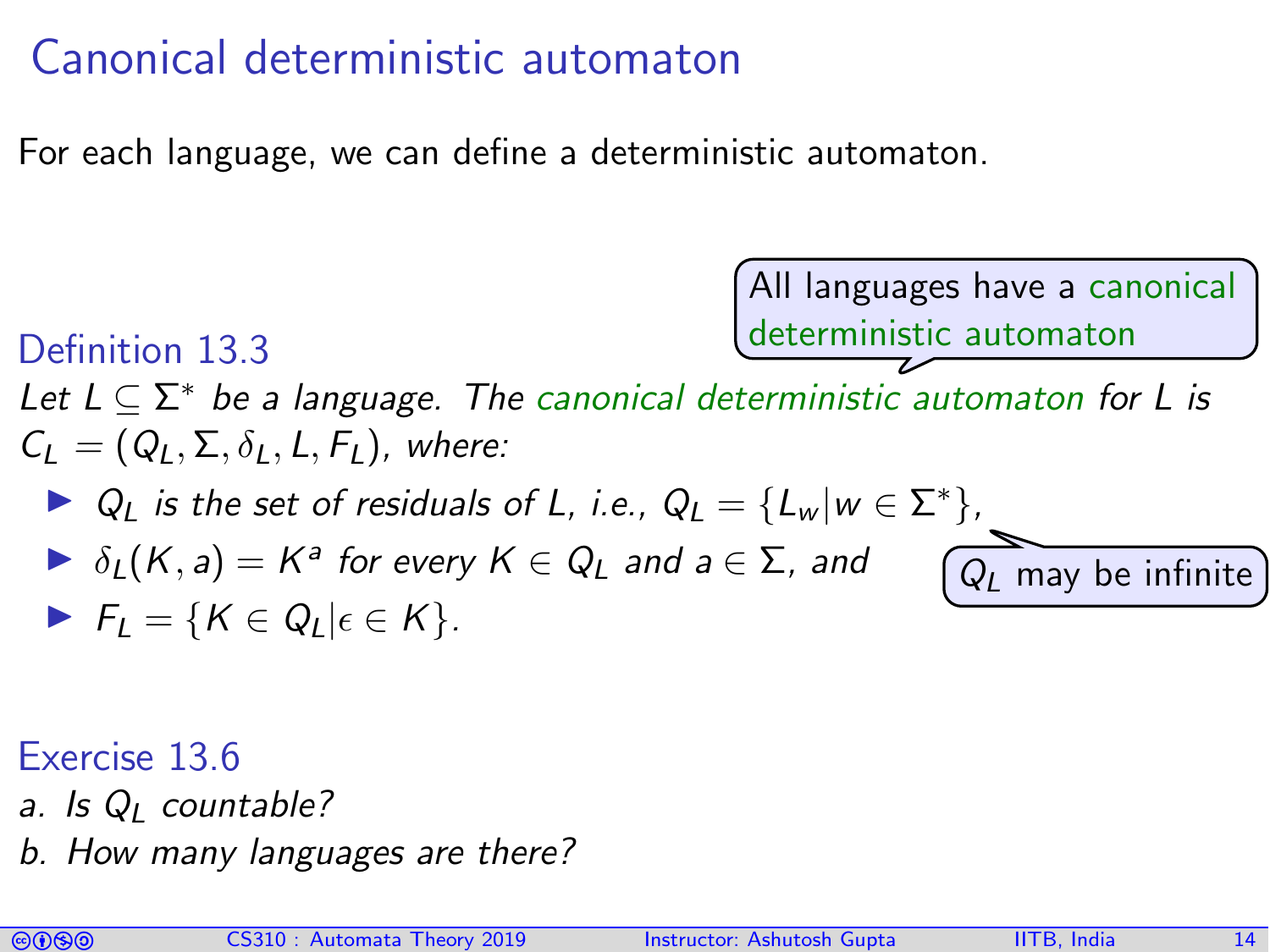# Canonical deterministic automaton

For each language, we can define a deterministic automaton.

All languages have a canonical deterministic automaton

### Definition 13.3

*Let $L \subseteq \Sigma^*$ be a language. The canonical deterministic automaton for $L$ is $C_L = (Q_L, \Sigma, \delta_L, L, F_L)$, where:*

- *$Q_L$ is the set of residuals of $L$, i.e., $Q_L = \{L_w | w \in \Sigma^*\}$,*
- *$\delta_L(K, a) = K^a$ for every $K \in Q_L$ and $a \in \Sigma$, and*
- *$F_L = \{K \in Q_L | \epsilon \in K\}$.*

$Q_L$ may be infinite

### Exercise 13.6

*a. Is $Q_L$ countable?*

*b. How many languages are there?*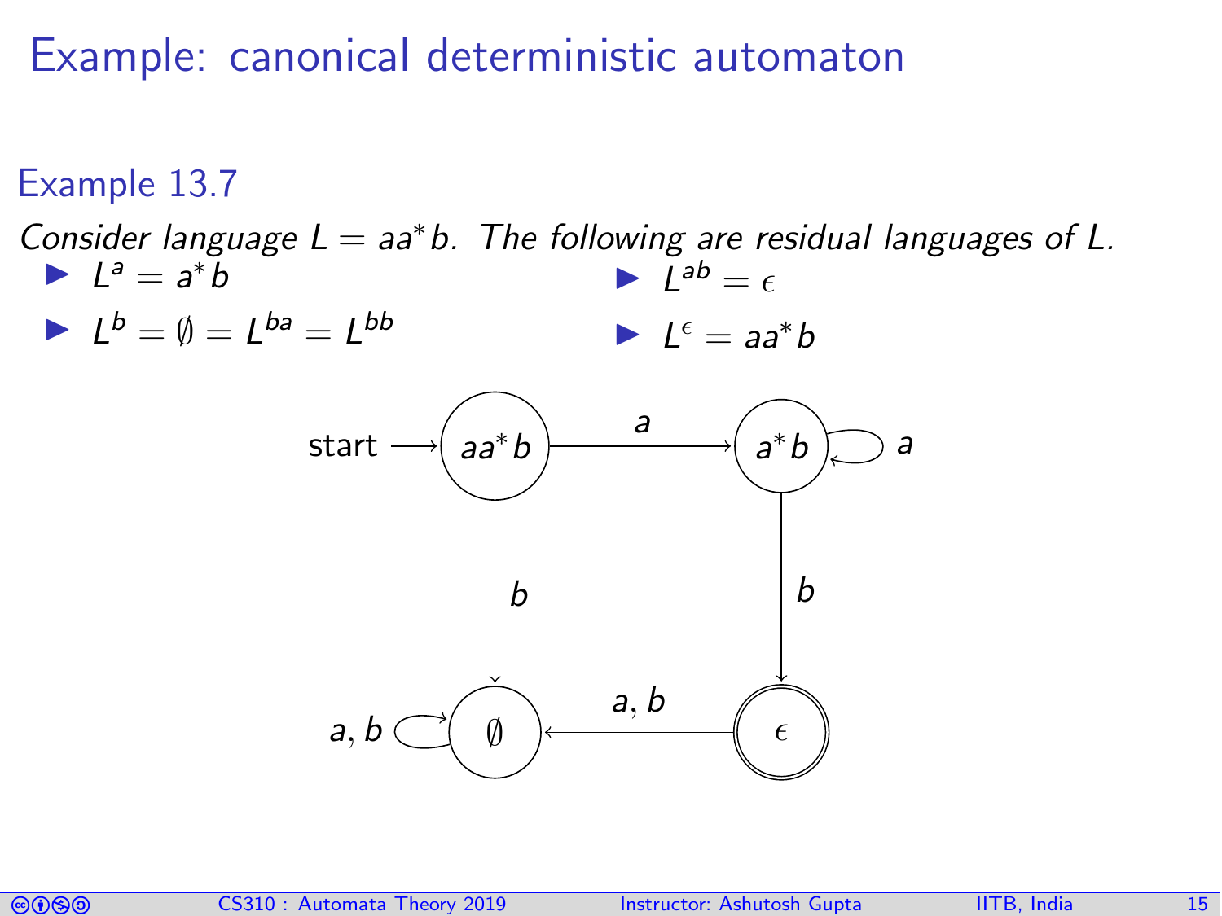# Example: canonical deterministic automaton

### Example 13.7

*Consider language $L = aa^*b$. The following are residual languages of $L$.*

- $L^a = a^*b$
- $L^b = \emptyset = L^{ba} = L^{bb}$
- $L^{ab} = \epsilon$
- $L^\epsilon = aa^*b$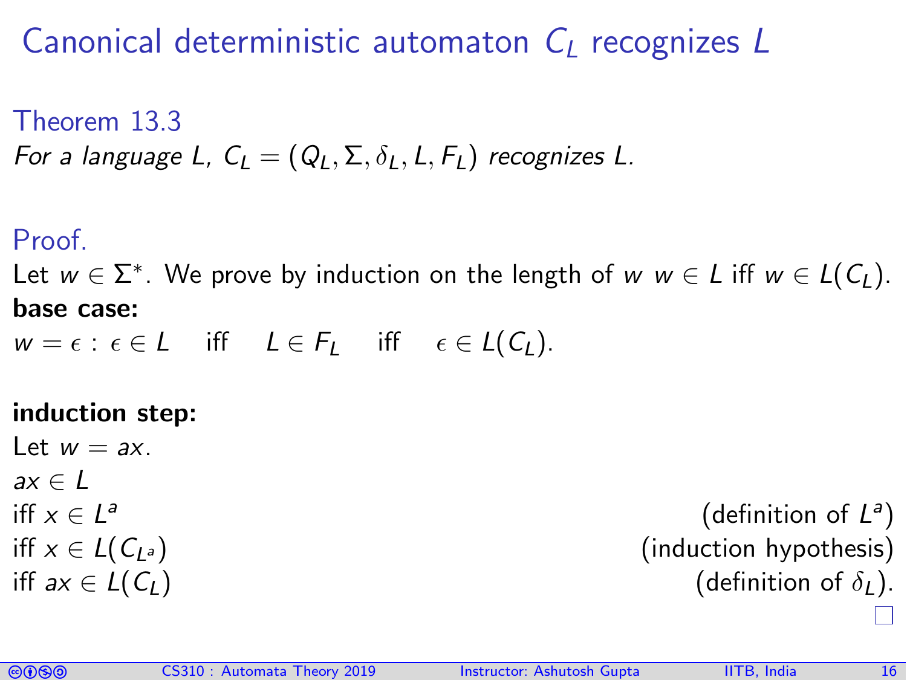# Canonical deterministic automaton $C_L$ recognizes $L$

**Theorem 13.3**

*For a language $L$, $C_L = (Q_L, \Sigma, \delta_L, L, F_L)$ recognizes $L$.*

**Proof.**

Let $w \in \Sigma^*$. We prove by induction on the length of $w$ $w \in L$ iff $w \in L(C_L)$.

**base case:**

$w = \epsilon$ : $\epsilon \in L$ iff $L \in F_L$ iff $\epsilon \in L(C_L)$.

**induction step:**

Let $w = ax$.

$ax \in L$

iff $x \in L^a$ (definition of $L^a$)

iff $x \in L(C_{L^a})$ (induction hypothesis)

iff $ax \in L(C_L)$ (definition of $\delta_L$).

□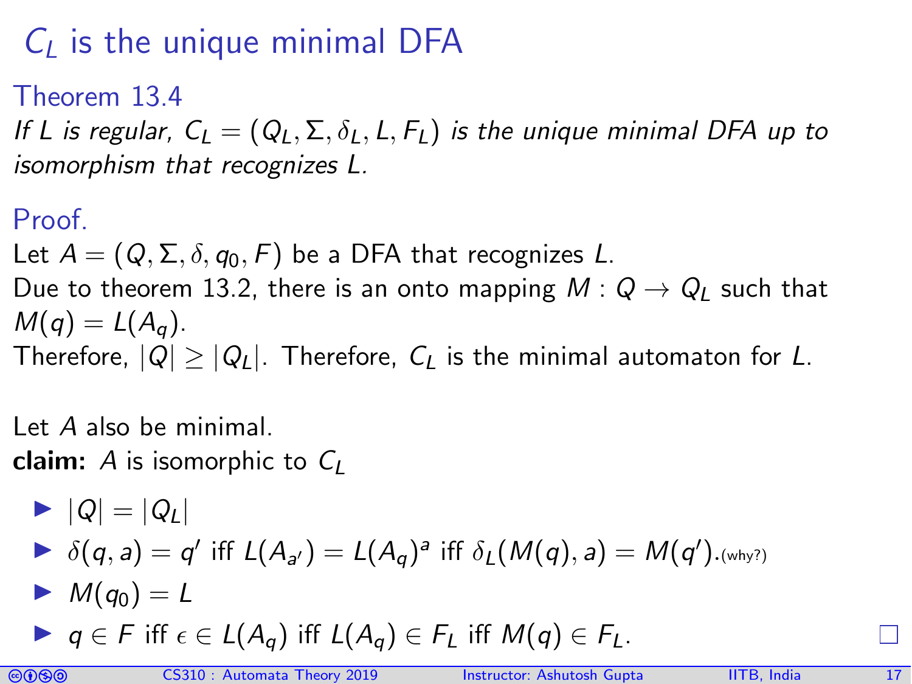# $C_L$ is the unique minimal DFA

**Theorem 13.4**

*If $L$ is regular, $C_L = (Q_L, \Sigma, \delta_L, L, F_L)$ is the unique minimal DFA up to isomorphism that recognizes $L$.*

**Proof.**

Let $A = (Q, \Sigma, \delta, q_0, F)$ be a DFA that recognizes $L$.
Due to theorem 13.2, there is an onto mapping $M : Q \rightarrow Q_L$ such that $M(q) = L(A_q)$.
Therefore, $|Q| \geq |Q_L|$. Therefore, $C_L$ is the minimal automaton for $L$.

Let $A$ also be minimal.
**claim:** $A$ is isomorphic to $C_L$

- $|Q| = |Q_L|$
- $\delta(q, a) = q'$ iff $L(A_{a'}) = L(A_q)^a$ iff $\delta_L(M(q), a) = M(q')$. (why?)
- $M(q_0) = L$
- $q \in F$ iff $\epsilon \in L(A_q)$ iff $L(A_q) \in F_L$ iff $M(q) \in F_L$.

□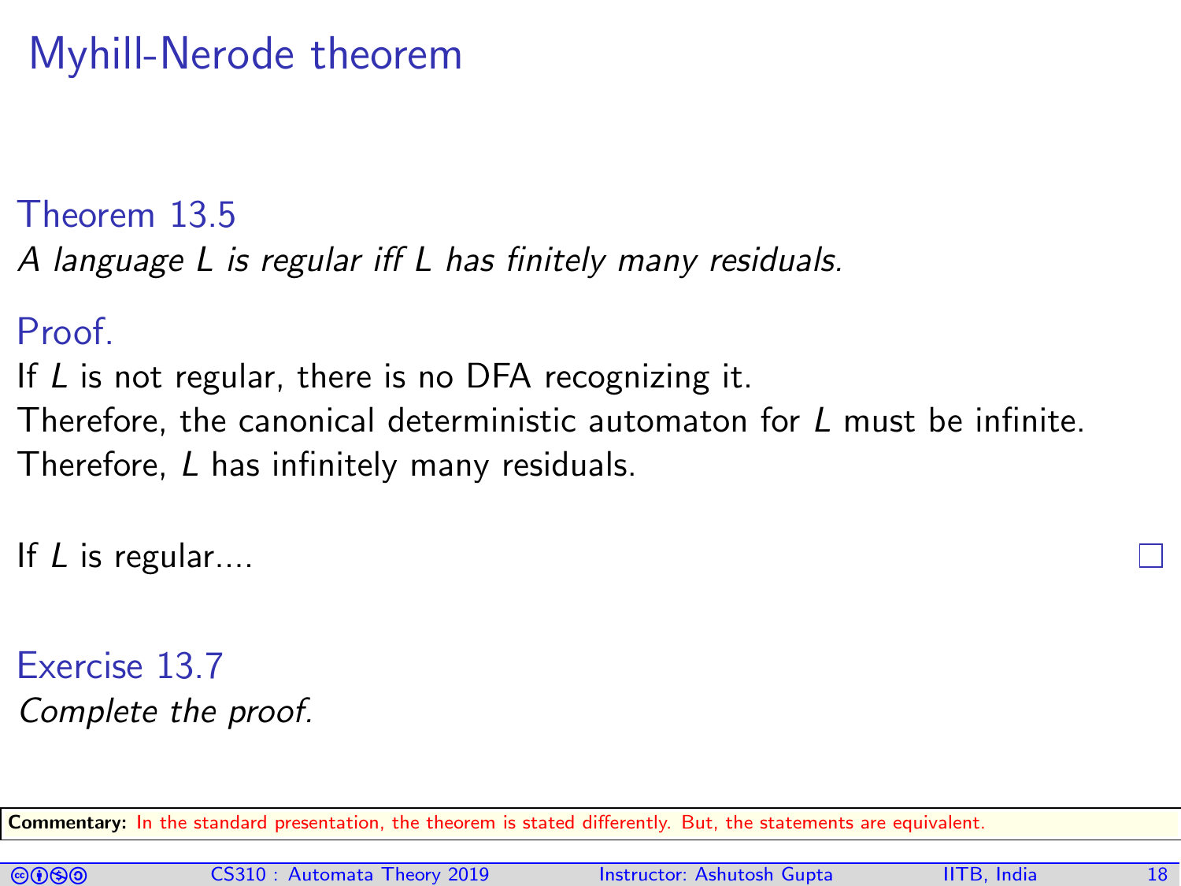# Myhill-Nerode theorem

### Theorem 13.5

*A language $L$ is regular iff $L$ has finitely many residuals.*

### Proof.

If $L$ is not regular, there is no DFA recognizing it.
Therefore, the canonical deterministic automaton for $L$ must be infinite.
Therefore, $L$ has infinitely many residuals.

If $L$ is regular....

□

### Exercise 13.7

*Complete the proof.*

**Commentary:** In the standard presentation, the theorem is stated differently. But, the statements are equivalent.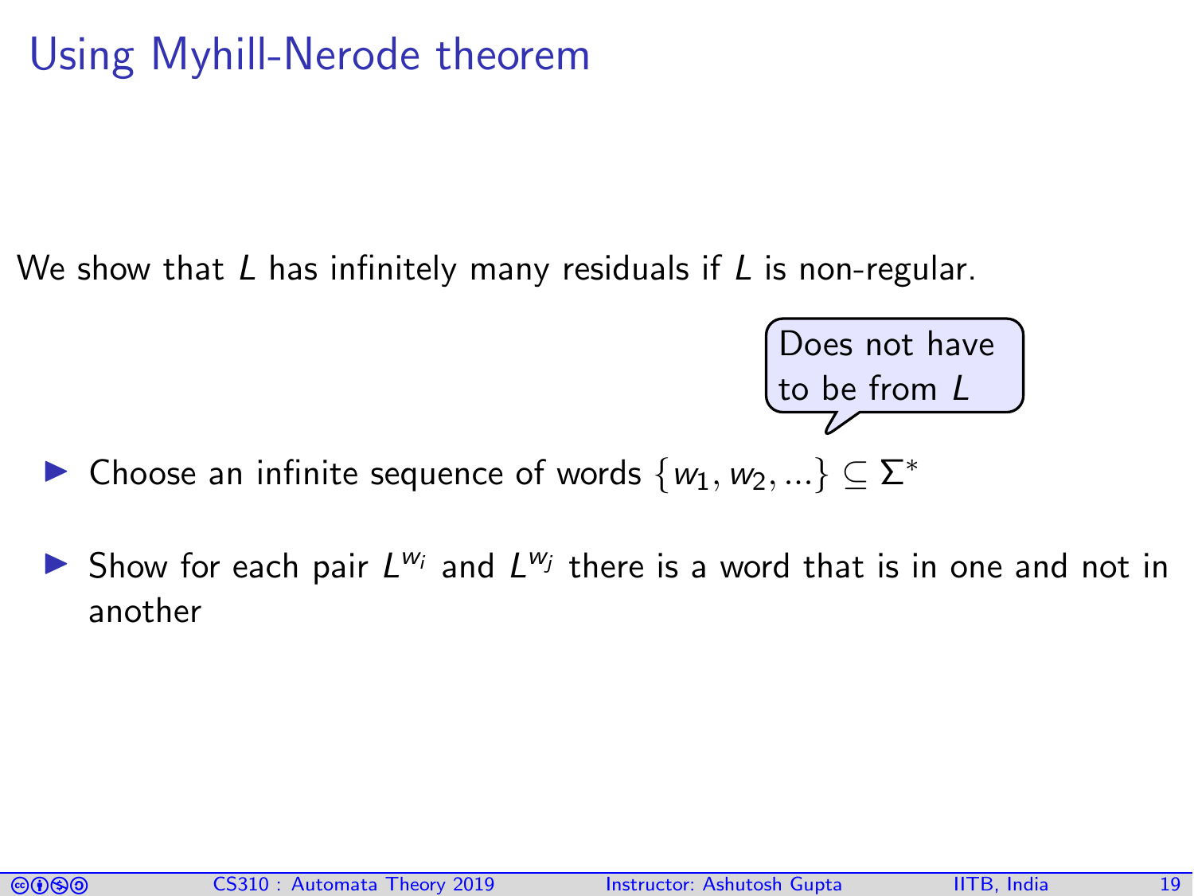# Using Myhill-Nerode theorem

We show that $L$ has infinitely many residuals if $L$ is non-regular.

Does not have to be from $L$

- Choose an infinite sequence of words $\{w_1, w_2, ...\} \subseteq \Sigma^*$
- Show for each pair $L^{w_i}$ and $L^{w_j}$ there is a word that is in one and not in another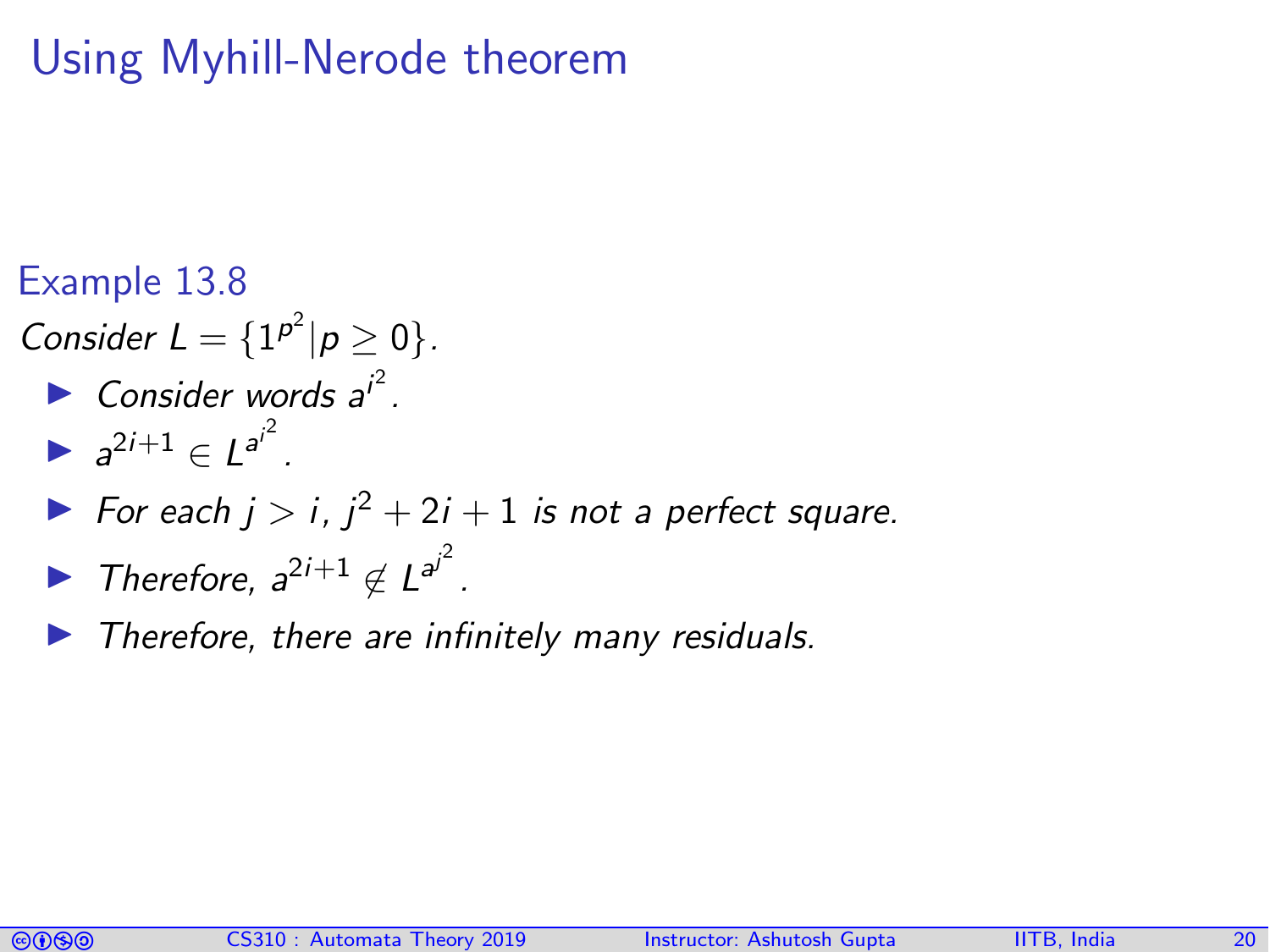# Using Myhill-Nerode theorem

### Example 13.8

*Consider* $L = \{1^{p^2} | p \geq 0\}$.

- *Consider words* $a^{i^2}$.
- $a^{2i+1} \in L^{a^{i^2}}$.
- *For each* $j > i$, $j^2 + 2i + 1$ *is not a perfect square.*
- *Therefore,* $a^{2i+1} \notin L^{a^{j^2}}$.
- *Therefore, there are infinitely many residuals.*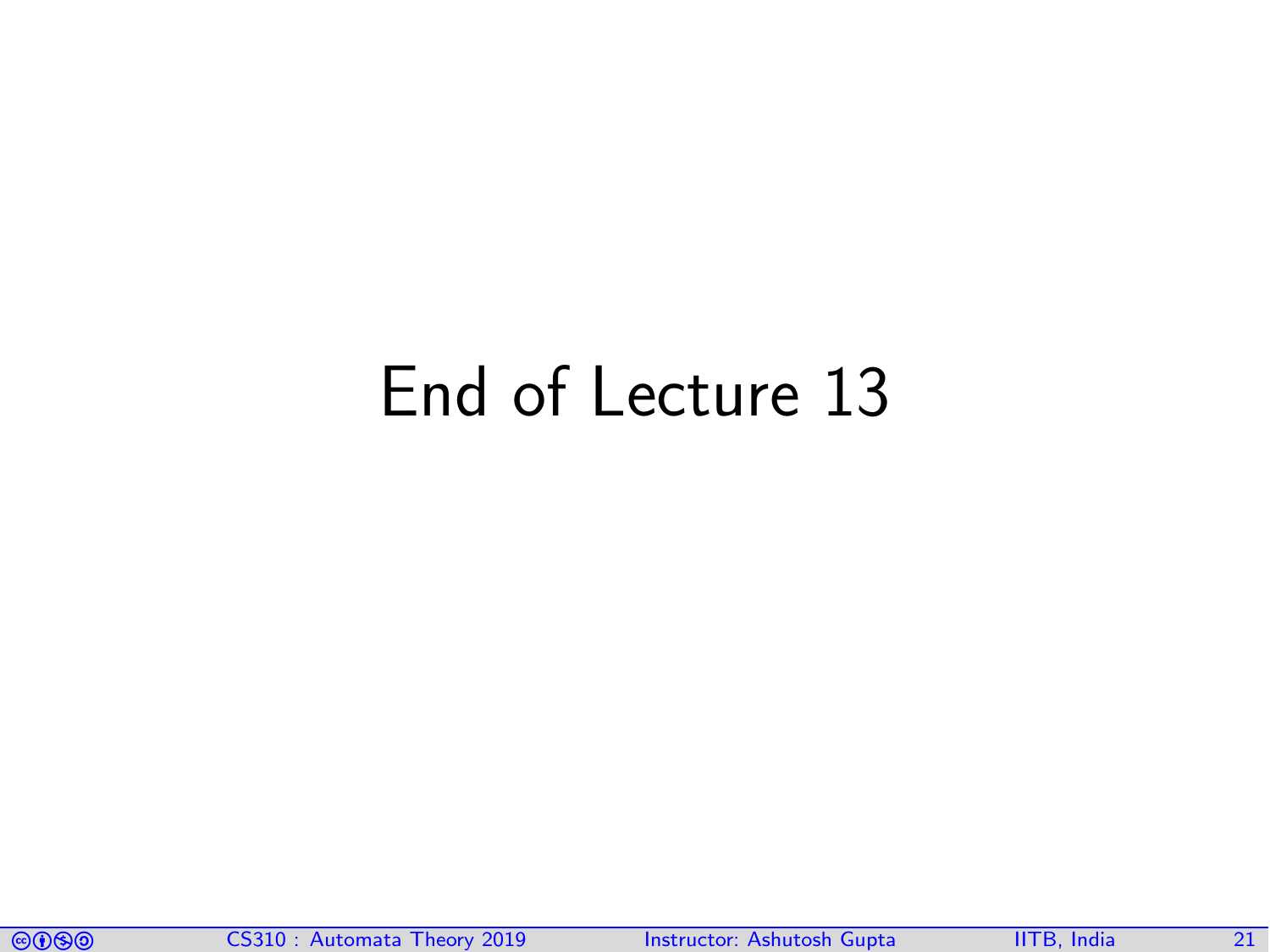# End of Lecture 13